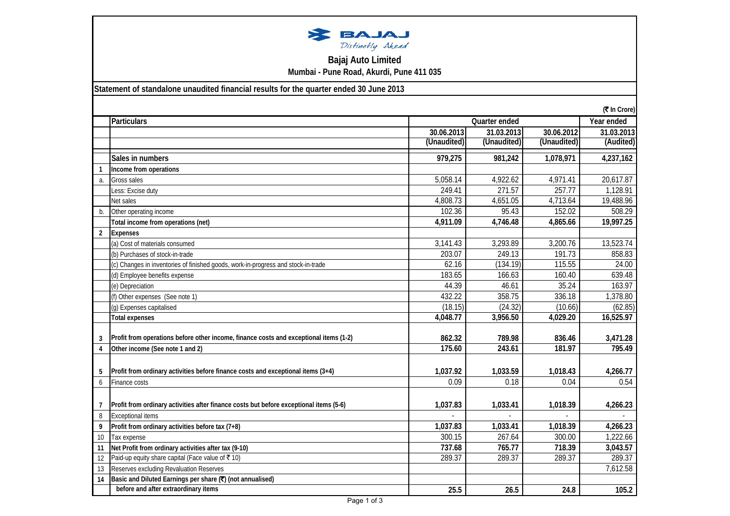Bajaj Auto Limited

Mumbai - Pune Road, Akurdi, Pune 411 035

## Statement of standalone unaudited financial results for the quarter ended 30 June 2013

(₹ In Crore)

| | Particulars | Quarter ended | | | Year ended |
|---|---|---|---|---|---|
| | | 30.06.2013 | 31.03.2013 | 30.06.2012 | 31.03.2013 |
| | | (Unaudited) | (Unaudited) | (Unaudited) | (Audited) |
| | **Sales in numbers** | **979,275** | **981,242** | **1,078,971** | **4,237,162** |
| **1** | **Income from operations** | | | | |
| a. | Gross sales | 5,058.14 | 4,922.62 | 4,971.41 | 20,617.87 |
| | Less: Excise duty | 249.41 | 271.57 | 257.77 | 1,128.91 |
| | Net sales | 4,808.73 | 4,651.05 | 4,713.64 | 19,488.96 |
| b. | Other operating income | 102.36 | 95.43 | 152.02 | 508.29 |
| | **Total income from operations (net)** | **4,911.09** | **4,746.48** | **4,865.66** | **19,997.25** |
| **2** | **Expenses** | | | | |
| | (a) Cost of materials consumed | 3,141.43 | 3,293.89 | 3,200.76 | 13,523.74 |
| | (b) Purchases of stock-in-trade | 203.07 | 249.13 | 191.73 | 858.83 |
| | (c) Changes in inventories of finished goods, work-in-progress and stock-in-trade | 62.16 | (134.19) | 115.55 | 24.00 |
| | (d) Employee benefits expense | 183.65 | 166.63 | 160.40 | 639.48 |
| | (e) Depreciation | 44.39 | 46.61 | 35.24 | 163.97 |
| | (f) Other expenses (See note 1) | 432.22 | 358.75 | 336.18 | 1,378.80 |
| | (g) Expenses capitalised | (18.15) | (24.32) | (10.66) | (62.85) |
| | **Total expenses** | **4,048.77** | **3,956.50** | **4,029.20** | **16,525.97** |
| **3** | **Profit from operations before other income, finance costs and exceptional items (1-2)** | **862.32** | **789.98** | **836.46** | **3,471.28** |
| **4** | **Other income (See note 1 and 2)** | **175.60** | **243.61** | **181.97** | **795.49** |
| **5** | **Profit from ordinary activities before finance costs and exceptional items (3+4)** | **1,037.92** | **1,033.59** | **1,018.43** | **4,266.77** |
| 6 | Finance costs | 0.09 | 0.18 | 0.04 | 0.54 |
| **7** | **Profit from ordinary activities after finance costs but before exceptional items (5-6)** | **1,037.83** | **1,033.41** | **1,018.39** | **4,266.23** |
| 8 | Exceptional items | - | - | - | - |
| **9** | **Profit from ordinary activities before tax (7+8)** | **1,037.83** | **1,033.41** | **1,018.39** | **4,266.23** |
| 10 | Tax expense | 300.15 | 267.64 | 300.00 | 1,222.66 |
| **11** | **Net Profit from ordinary activities after tax (9-10)** | **737.68** | **765.77** | **718.39** | **3,043.57** |
| 12 | Paid-up equity share capital (Face value of ₹ 10) | 289.37 | 289.37 | 289.37 | 289.37 |
| 13 | Reserves excluding Revaluation Reserves | | | | 7,612.58 |
| **14** | **Basic and Diluted Earnings per share (₹) (not annualised)** | | | | |
| | **before and after extraordinary items** | **25.5** | **26.5** | **24.8** | **105.2** |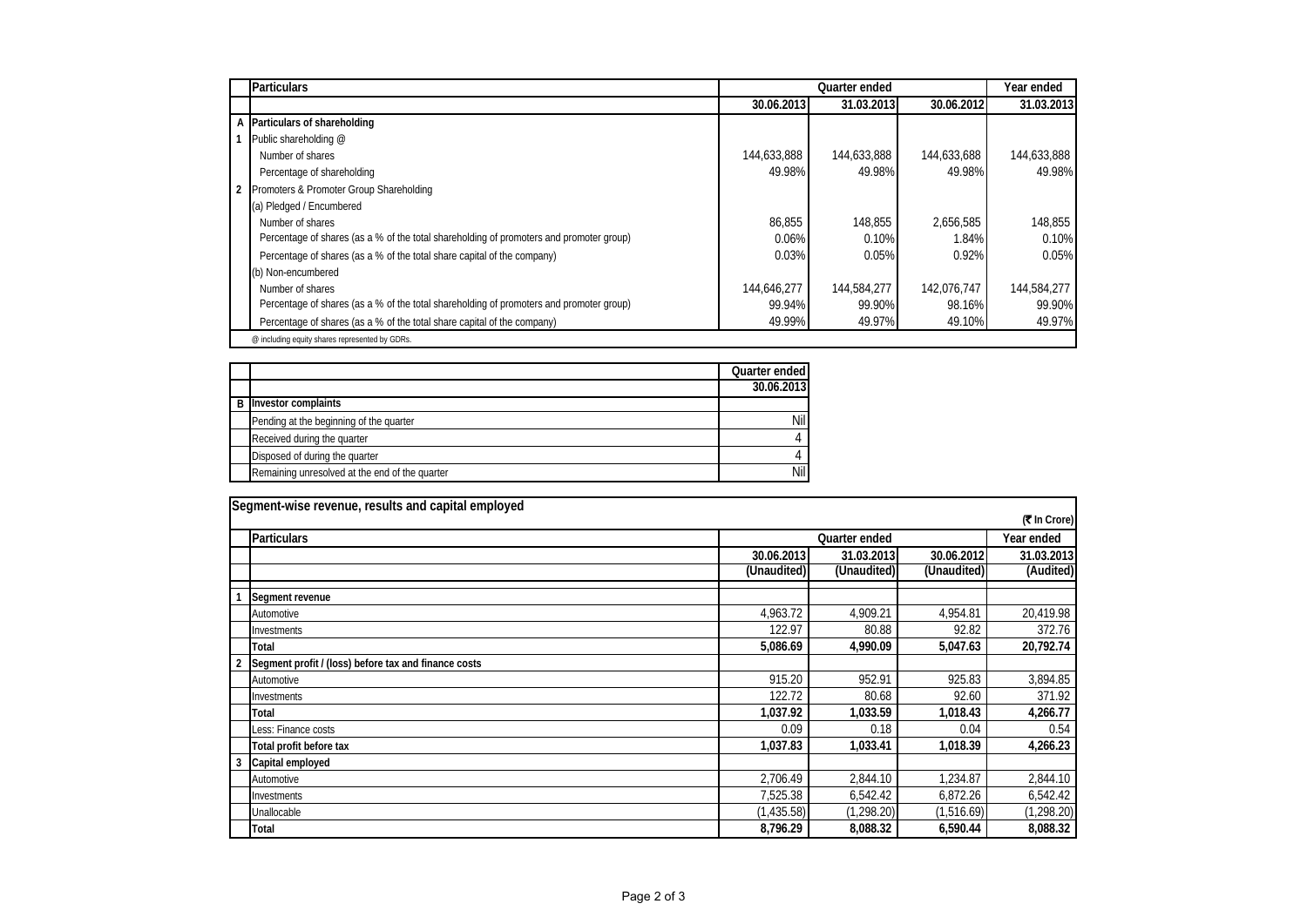| | Particulars | Quarter ended | | | Year ended |
|---|---|---|---|---|---|
| | | 30.06.2013 | 31.03.2013 | 30.06.2012 | 31.03.2013 |
| A | **Particulars of shareholding** | | | | |
| 1 | Public shareholding @ | | | | |
| | Number of shares | 144,633,888 | 144,633,888 | 144,633,688 | 144,633,888 |
| | Percentage of shareholding | 49.98% | 49.98% | 49.98% | 49.98% |
| 2 | Promoters & Promoter Group Shareholding | | | | |
| | (a) Pledged / Encumbered | | | | |
| | Number of shares | 86,855 | 148,855 | 2,656,585 | 148,855 |
| | Percentage of shares (as a % of the total shareholding of promoters and promoter group) | 0.06% | 0.10% | 1.84% | 0.10% |
| | Percentage of shares (as a % of the total share capital of the company) | 0.03% | 0.05% | 0.92% | 0.05% |
| | (b) Non-encumbered | | | | |
| | Number of shares | 144,646,277 | 144,584,277 | 142,076,747 | 144,584,277 |
| | Percentage of shares (as a % of the total shareholding of promoters and promoter group) | 99.94% | 99.90% | 98.16% | 99.90% |
| | Percentage of shares (as a % of the total share capital of the company) | 49.99% | 49.97% | 49.10% | 49.97% |

@ including equity shares represented by GDRs.

| | | Quarter ended |
|---|---|---|
| | | 30.06.2013 |
| B | **Investor complaints** | |
| | Pending at the beginning of the quarter | Nil |
| | Received during the quarter | 4 |
| | Disposed of during the quarter | 4 |
| | Remaining unresolved at the end of the quarter | Nil |

**Segment-wise revenue, results and capital employed**

(₹ In Crore)

| | Particulars | Quarter ended | | | Year ended |
|---|---|---|---|---|---|
| | | 30.06.2013 | 31.03.2013 | 30.06.2012 | 31.03.2013 |
| | | (Unaudited) | (Unaudited) | (Unaudited) | (Audited) |
| 1 | **Segment revenue** | | | | |
| | Automotive | 4,963.72 | 4,909.21 | 4,954.81 | 20,419.98 |
| | Investments | 122.97 | 80.88 | 92.82 | 372.76 |
| | **Total** | **5,086.69** | **4,990.09** | **5,047.63** | **20,792.74** |
| 2 | **Segment profit / (loss) before tax and finance costs** | | | | |
| | Automotive | 915.20 | 952.91 | 925.83 | 3,894.85 |
| | Investments | 122.72 | 80.68 | 92.60 | 371.92 |
| | **Total** | **1,037.92** | **1,033.59** | **1,018.43** | **4,266.77** |
| | Less: Finance costs | 0.09 | 0.18 | 0.04 | 0.54 |
| | **Total profit before tax** | **1,037.83** | **1,033.41** | **1,018.39** | **4,266.23** |
| 3 | **Capital employed** | | | | |
| | Automotive | 2,706.49 | 2,844.10 | 1,234.87 | 2,844.10 |
| | Investments | 7,525.38 | 6,542.42 | 6,872.26 | 6,542.42 |
| | Unallocable | (1,435.58) | (1,298.20) | (1,516.69) | (1,298.20) |
| | **Total** | **8,796.29** | **8,088.32** | **6,590.44** | **8,088.32** |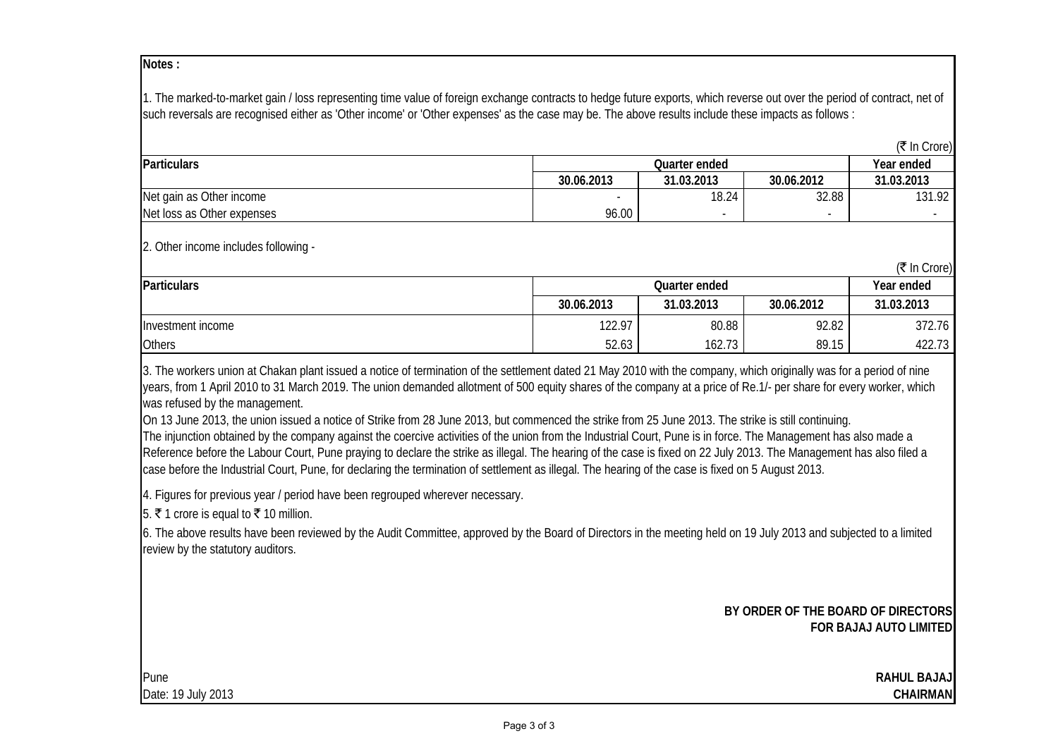**Notes :**

1. The marked-to-market gain / loss representing time value of foreign exchange contracts to hedge future exports, which reverse out over the period of contract, net of such reversals are recognised either as 'Other income' or 'Other expenses' as the case may be. The above results include these impacts as follows :

(₹ In Crore)

| Particulars | Quarter ended | | | Year ended |
|---|---|---|---|---|
| | 30.06.2013 | 31.03.2013 | 30.06.2012 | 31.03.2013 |
| Net gain as Other income | - | 18.24 | 32.88 | 131.92 |
| Net loss as Other expenses | 96.00 | - | - | - |

2. Other income includes following -

(₹ In Crore)

| Particulars | Quarter ended | | | Year ended |
|---|---|---|---|---|
| | 30.06.2013 | 31.03.2013 | 30.06.2012 | 31.03.2013 |
| Investment income | 122.97 | 80.88 | 92.82 | 372.76 |
| Others | 52.63 | 162.73 | 89.15 | 422.73 |

3. The workers union at Chakan plant issued a notice of termination of the settlement dated 21 May 2010 with the company, which originally was for a period of nine years, from 1 April 2010 to 31 March 2019. The union demanded allotment of 500 equity shares of the company at a price of Re.1/- per share for every worker, which was refused by the management.

On 13 June 2013, the union issued a notice of Strike from 28 June 2013, but commenced the strike from 25 June 2013. The strike is still continuing.

The injunction obtained by the company against the coercive activities of the union from the Industrial Court, Pune is in force. The Management has also made a Reference before the Labour Court, Pune praying to declare the strike as illegal. The hearing of the case is fixed on 22 July 2013. The Management has also filed a case before the Industrial Court, Pune, for declaring the termination of settlement as illegal. The hearing of the case is fixed on 5 August 2013.

4. Figures for previous year / period have been regrouped wherever necessary.

5. ₹ 1 crore is equal to ₹ 10 million.

6. The above results have been reviewed by the Audit Committee, approved by the Board of Directors in the meeting held on 19 July 2013 and subjected to a limited review by the statutory auditors.

**BY ORDER OF THE BOARD OF DIRECTORS**
**FOR BAJAJ AUTO LIMITED**

Pune
Date: 19 July 2013

**RAHUL BAJAJ**
**CHAIRMAN**